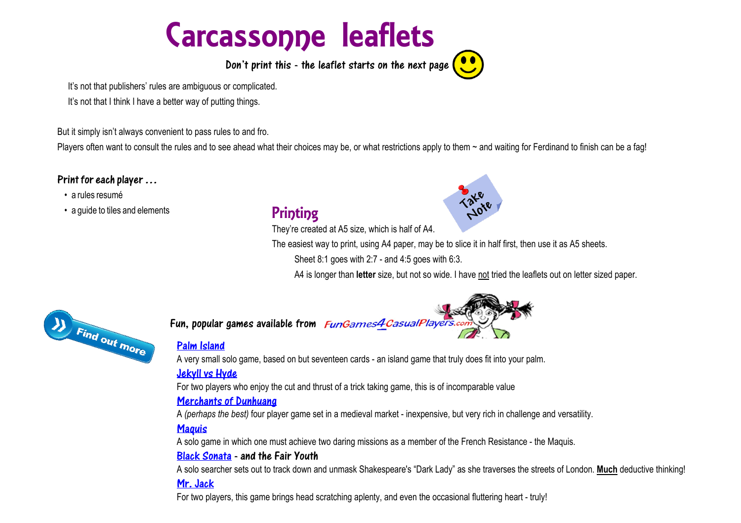# Carcassonne leaflets

**Don't print this - the leaflet starts on the next page**

It's not that publishers' rules are ambiguous or complicated.

It's not that I think I have a better way of putting things.

But it simply isn't always convenient to pass rules to and fro.

Players often want to consult the rules and to see ahead what their choices may be, or what restrictions apply to them ~ and waiting for Ferdinand to finish can be a fag!

**Print for each player ...**

- a rules resumé
- a guide to tiles and elements

## Printing

They're created at A5 size, which is half of A4.

The easiest way to print, using A4 paper, may be to slice it in half first, then use it as A5 sheets.

Sheet 8:1 goes with 2:7 - and 4:5 goes with 6:3.

A4 is longer than **letter** size, but not so wide. I have not tried the leaflets out on letter sized paper.

**Fun, popular games available from** FunGames4CasualPlayers.com

**Palm Island**

A very small solo game, based on but seventeen cards - an island game that truly does fit into your palm.

**Jekyll vs Hyde**

For two players who enjoy the cut and thrust of a trick taking game, this is of incomparable value

**Merchants of Dunhuang**

A *(perhaps the best)* four player game set in a medieval market - inexpensive, but very rich in challenge and versatility.

**Maquis**

A solo game in which one must achieve two daring missions as a member of the French Resistance - the Maquis.

**Black Sonata - and the Fair Youth**

A solo searcher sets out to track down and unmask Shakespeare's "Dark Lady" as she traverses the streets of London. **Much** deductive thinking!

**Mr. Jack**

For two players, this game brings head scratching aplenty, and even the occasional fluttering heart - truly!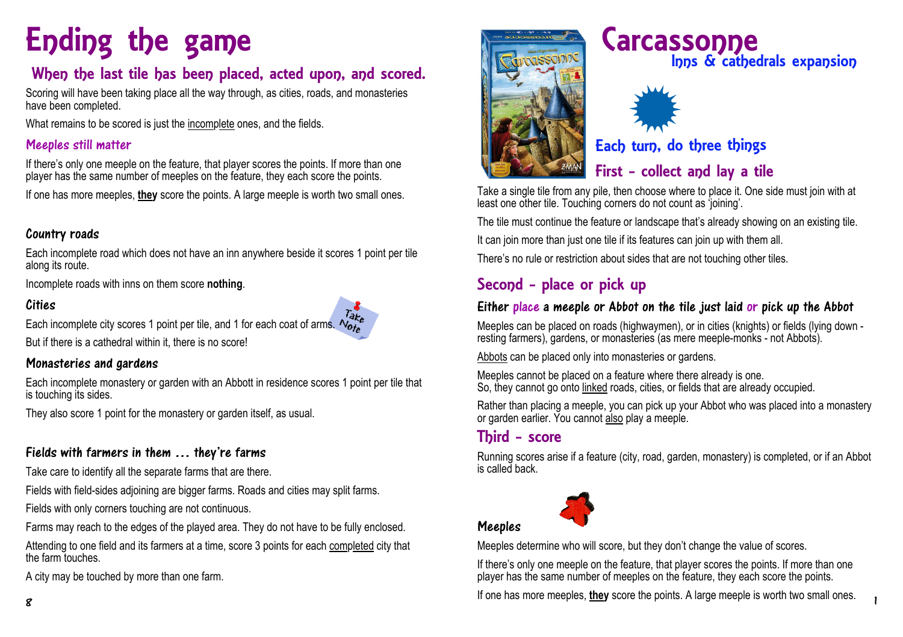# Ending the game

## When the last tile has been placed, acted upon, and scored.

Scoring will have been taking place all the way through, as cities, roads, and monasteries have been completed.

What remains to be scored is just the incomplete ones, and the fields.

### Meeples still matter

If there's only one meeple on the feature, that player scores the points. If more than one player has the same number of meeples on the feature, they each score the points.

If one has more meeples, **they** score the points. A large meeple is worth two small ones.

### Country roads

Each incomplete road which does not have an inn anywhere beside it scores 1 point per tile along its route.

Incomplete roads with inns on them score **nothing**.

### Cities

Each incomplete city scores 1 point per tile, and 1 for each coat of arms.

Take Note

But if there is a cathedral within it, there is no score!

### Monasteries and gardens

Each incomplete monastery or garden with an Abbott in residence scores 1 point per tile that is touching its sides.

They also score 1 point for the monastery or garden itself, as usual.

### Fields with farmers in them ... they're farms

Take care to identify all the separate farms that are there.

Fields with field-sides adjoining are bigger farms. Roads and cities may split farms.

Fields with only corners touching are not continuous.

Farms may reach to the edges of the played area. They do not have to be fully enclosed.

Attending to one field and its farmers at a time, score 3 points for each completed city that the farm touches.

A city may be touched by more than one farm.

# Carcassonne

## Inns & cathedrals expansion

## Each turn, do three things

## First - collect and lay a tile

Take a single tile from any pile, then choose where to place it. One side must join with at least one other tile. Touching corners do not count as 'joining'.

The tile must continue the feature or landscape that's already showing on an existing tile.

It can join more than just one tile if its features can join up with them all.

There's no rule or restriction about sides that are not touching other tiles.

## Second - place or pick up

### Either place a meeple or Abbot on the tile just laid or pick up the Abbot

Meeples can be placed on roads (highwaymen), or in cities (knights) or fields (lying down - resting farmers), gardens, or monasteries (as mere meeple-monks - not Abbots).

Abbots can be placed only into monasteries or gardens.

Meeples cannot be placed on a feature where there already is one.
So, they cannot go onto linked roads, cities, or fields that are already occupied.

Rather than placing a meeple, you can pick up your Abbot who was placed into a monastery or garden earlier. You cannot also play a meeple.

## Third - score

Running scores arise if a feature (city, road, garden, monastery) is completed, or if an Abbot is called back.

### Meeples

Meeples determine who will score, but they don't change the value of scores.

If there's only one meeple on the feature, that player scores the points. If more than one player has the same number of meeples on the feature, they each score the points.

If one has more meeples, **they** score the points. A large meeple is worth two small ones.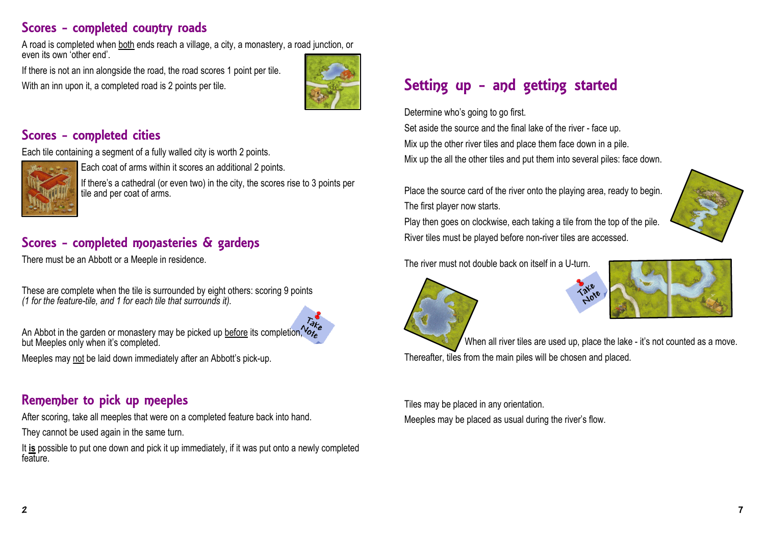## Scores - completed country roads

A road is completed when both ends reach a village, a city, a monastery, a road junction, or even its own 'other end'.

If there is not an inn alongside the road, the road scores 1 point per tile.

With an inn upon it, a completed road is 2 points per tile.

## Scores - completed cities

Each tile containing a segment of a fully walled city is worth 2 points.

Each coat of arms within it scores an additional 2 points.

If there's a cathedral (or even two) in the city, the scores rise to 3 points per tile and per coat of arms.

## Scores - completed monasteries & gardens

There must be an Abbott or a Meeple in residence.

These are complete when the tile is surrounded by eight others: scoring 9 points *(1 for the feature-tile, and 1 for each tile that surrounds it).*

An Abbot in the garden or monastery may be picked up before its completion, but Meeples only when it's completed.

Meeples may not be laid down immediately after an Abbott's pick-up.

## Remember to pick up meeples

After scoring, take all meeples that were on a completed feature back into hand.

They cannot be used again in the same turn.

It **is** possible to put one down and pick it up immediately, if it was put onto a newly completed feature.

# Setting up - and getting started

Determine who's going to go first.

Set aside the source and the final lake of the river - face up.

Mix up the other river tiles and place them face down in a pile.

Mix up the all the other tiles and put them into several piles: face down.

Place the source card of the river onto the playing area, ready to begin.

The first player now starts.

Play then goes on clockwise, each taking a tile from the top of the pile.

River tiles must be played before non-river tiles are accessed.

The river must not double back on itself in a U-turn.

When all river tiles are used up, place the lake - it's not counted as a move.

Thereafter, tiles from the main piles will be chosen and placed.

Tiles may be placed in any orientation.

Meeples may be placed as usual during the river's flow.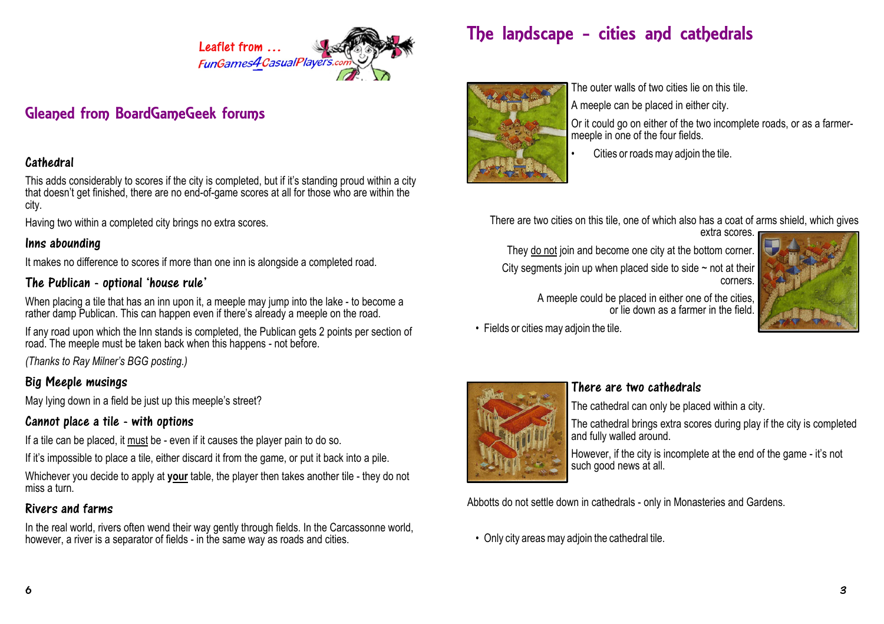Leaflet from ...
FunGames4CasualPlayers.com

## Gleaned from BoardGameGeek forums

### Cathedral

This adds considerably to scores if the city is completed, but if it's standing proud within a city that doesn't get finished, there are no end-of-game scores at all for those who are within the city.

Having two within a completed city brings no extra scores.

### Inns abounding

It makes no difference to scores if more than one inn is alongside a completed road.

### The Publican - optional 'house rule'

When placing a tile that has an inn upon it, a meeple may jump into the lake - to become a rather damp Publican. This can happen even if there's already a meeple on the road.

If any road upon which the Inn stands is completed, the Publican gets 2 points per section of road. The meeple must be taken back when this happens - not before.

*(Thanks to Ray Milner's BGG posting.)*

### Big Meeple musings

May lying down in a field be just up this meeple's street?

### Cannot place a tile - with options

If a tile can be placed, it must be - even if it causes the player pain to do so.

If it's impossible to place a tile, either discard it from the game, or put it back into a pile.

Whichever you decide to apply at **your** table, the player then takes another tile - they do not miss a turn.

### Rivers and farms

In the real world, rivers often wend their way gently through fields. In the Carcassonne world, however, a river is a separator of fields - in the same way as roads and cities.

## The landscape - cities and cathedrals

The outer walls of two cities lie on this tile.

A meeple can be placed in either city.

Or it could go on either of the two incomplete roads, or as a farmer-meeple in one of the four fields.

- Cities or roads may adjoin the tile.

There are two cities on this tile, one of which also has a coat of arms shield, which gives extra scores.

They do not join and become one city at the bottom corner.

City segments join up when placed side to side ~ not at their corners.

A meeple could be placed in either one of the cities, or lie down as a farmer in the field.

- Fields or cities may adjoin the tile.

### There are two cathedrals

The cathedral can only be placed within a city.

The cathedral brings extra scores during play if the city is completed and fully walled around.

However, if the city is incomplete at the end of the game - it's not such good news at all.

Abbotts do not settle down in cathedrals - only in Monasteries and Gardens.

- Only city areas may adjoin the cathedral tile.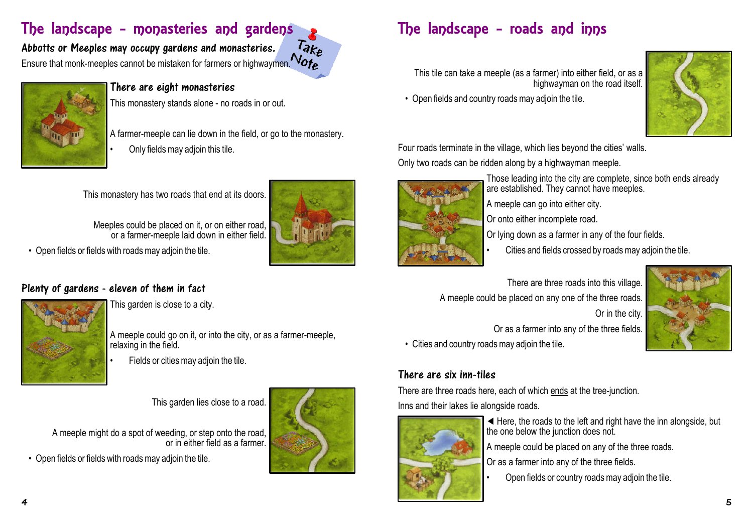# The landscape - monasteries and gardens

**Abbotts or Meeples may occupy gardens and monasteries.**

Ensure that monk-meeples cannot be mistaken for farmers or highwaymen.

Take Note

### There are eight monasteries

This monastery stands alone - no roads in or out.

A farmer-meeple can lie down in the field, or go to the monastery.

- Only fields may adjoin this tile.

This monastery has two roads that end at its doors.

Meeples could be placed on it, or on either road, or a farmer-meeple laid down in either field.

- Open fields or fields with roads may adjoin the tile.

### Plenty of gardens - eleven of them in fact

This garden is close to a city.

A meeple could go on it, or into the city, or as a farmer-meeple, relaxing in the field.

- Fields or cities may adjoin the tile.

This garden lies close to a road.

A meeple might do a spot of weeding, or step onto the road, or in either field as a farmer.

- Open fields or fields with roads may adjoin the tile.

# The landscape - roads and inns

This tile can take a meeple (as a farmer) into either field, or as a highwayman on the road itself.

- Open fields and country roads may adjoin the tile.

Four roads terminate in the village, which lies beyond the cities' walls.

Only two roads can be ridden along by a highwayman meeple.

Those leading into the city are complete, since both ends already are established. They cannot have meeples.

A meeple can go into either city.

Or onto either incomplete road.

Or lying down as a farmer in any of the four fields.

- Cities and fields crossed by roads may adjoin the tile.

There are three roads into this village.

A meeple could be placed on any one of the three roads.

Or in the city.

Or as a farmer into any of the three fields.

- Cities and country roads may adjoin the tile.

### There are six inn-tiles

There are three roads here, each of which ends at the tree-junction.

Inns and their lakes lie alongside roads.

◄ Here, the roads to the left and right have the inn alongside, but the one below the junction does not.

A meeple could be placed on any of the three roads.

Or as a farmer into any of the three fields.

- Open fields or country roads may adjoin the tile.